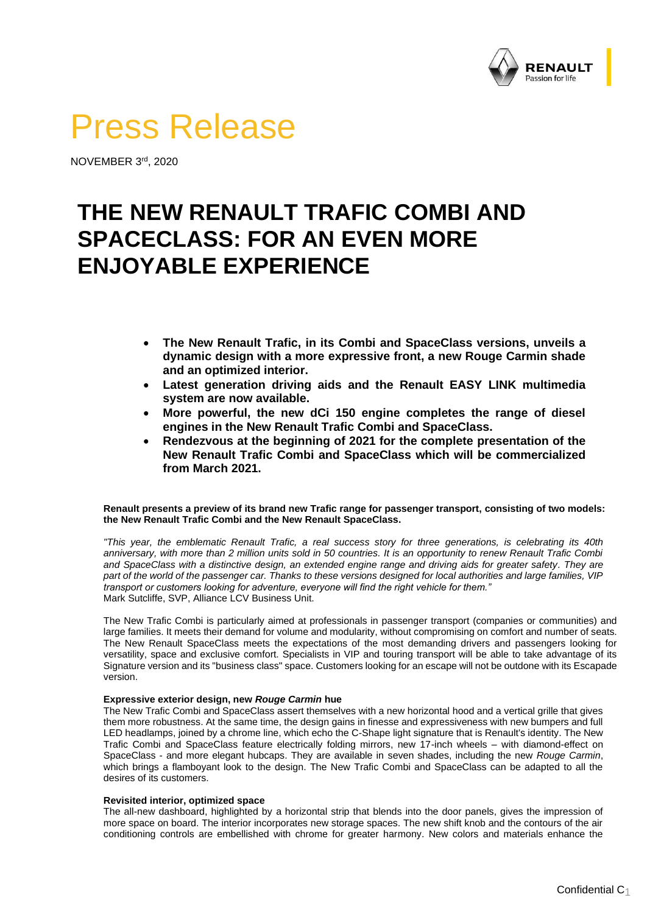# Press Release

NOVEMBER 3rd, 2020

## THE NEW RENAULT TRAFIC COMBI AND SPACECLASS: FOR AN EVEN MORE ENJOYABLE EXPERIENCE

- **The New Renault Trafic, in its Combi and SpaceClass versions, unveils a dynamic design with a more expressive front, a new Rouge Carmin shade and an optimized interior.**
- **Latest generation driving aids and the Renault EASY LINK multimedia system are now available.**
- **More powerful, the new dCi 150 engine completes the range of diesel engines in the New Renault Trafic Combi and SpaceClass.**
- **Rendezvous at the beginning of 2021 for the complete presentation of the New Renault Trafic Combi and SpaceClass which will be commercialized from March 2021.**

**Renault presents a preview of its brand new Trafic range for passenger transport, consisting of two models: the New Renault Trafic Combi and the New Renault SpaceClass.**

*"This year, the emblematic Renault Trafic, a real success story for three generations, is celebrating its 40th anniversary, with more than 2 million units sold in 50 countries. It is an opportunity to renew Renault Trafic Combi and SpaceClass with a distinctive design, an extended engine range and driving aids for greater safety. They are part of the world of the passenger car. Thanks to these versions designed for local authorities and large families, VIP transport or customers looking for adventure, everyone will find the right vehicle for them."*
Mark Sutcliffe, SVP, Alliance LCV Business Unit.

The New Trafic Combi is particularly aimed at professionals in passenger transport (companies or communities) and large families. It meets their demand for volume and modularity, without compromising on comfort and number of seats. The New Renault SpaceClass meets the expectations of the most demanding drivers and passengers looking for versatility, space and exclusive comfort. Specialists in VIP and touring transport will be able to take advantage of its Signature version and its "business class" space. Customers looking for an escape will not be outdone with its Escapade version.

**Expressive exterior design, new *Rouge Carmin* hue**

The New Trafic Combi and SpaceClass assert themselves with a new horizontal hood and a vertical grille that gives them more robustness. At the same time, the design gains in finesse and expressiveness with new bumpers and full LED headlamps, joined by a chrome line, which echo the C-Shape light signature that is Renault's identity. The New Trafic Combi and SpaceClass feature electrically folding mirrors, new 17-inch wheels – with diamond-effect on SpaceClass - and more elegant hubcaps. They are available in seven shades, including the new *Rouge Carmin*, which brings a flamboyant look to the design. The New Trafic Combi and SpaceClass can be adapted to all the desires of its customers.

**Revisited interior, optimized space**

The all-new dashboard, highlighted by a horizontal strip that blends into the door panels, gives the impression of more space on board. The interior incorporates new storage spaces. The new shift knob and the contours of the air conditioning controls are embellished with chrome for greater harmony. New colors and materials enhance the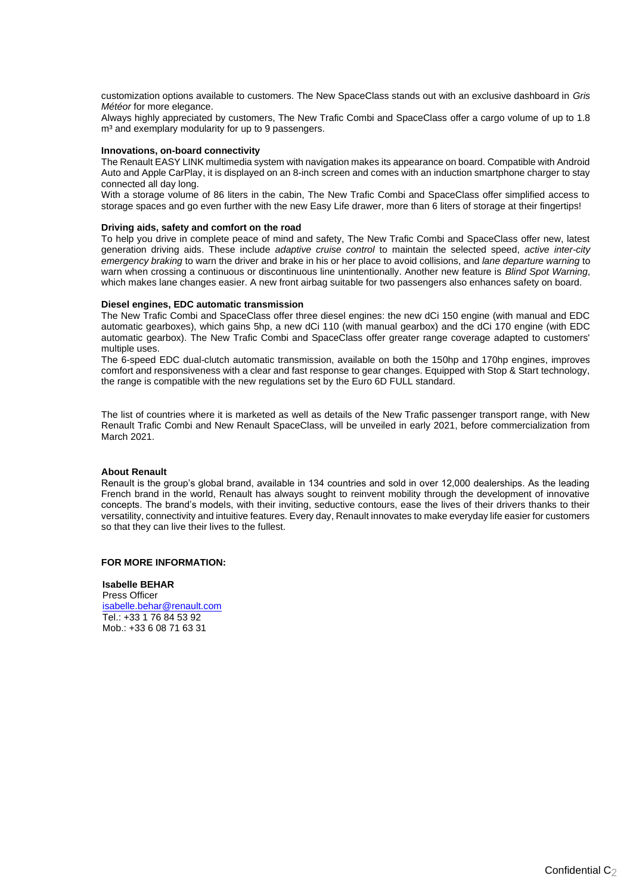customization options available to customers. The New SpaceClass stands out with an exclusive dashboard in *Gris Météor* for more elegance.

Always highly appreciated by customers, The New Trafic Combi and SpaceClass offer a cargo volume of up to 1.8 m³ and exemplary modularity for up to 9 passengers.

**Innovations, on-board connectivity**

The Renault EASY LINK multimedia system with navigation makes its appearance on board. Compatible with Android Auto and Apple CarPlay, it is displayed on an 8-inch screen and comes with an induction smartphone charger to stay connected all day long.

With a storage volume of 86 liters in the cabin, The New Trafic Combi and SpaceClass offer simplified access to storage spaces and go even further with the new Easy Life drawer, more than 6 liters of storage at their fingertips!

**Driving aids, safety and comfort on the road**

To help you drive in complete peace of mind and safety, The New Trafic Combi and SpaceClass offer new, latest generation driving aids. These include *adaptive cruise control* to maintain the selected speed, *active inter-city emergency braking* to warn the driver and brake in his or her place to avoid collisions, and *lane departure warning* to warn when crossing a continuous or discontinuous line unintentionally. Another new feature is *Blind Spot Warning*, which makes lane changes easier. A new front airbag suitable for two passengers also enhances safety on board.

**Diesel engines, EDC automatic transmission**

The New Trafic Combi and SpaceClass offer three diesel engines: the new dCi 150 engine (with manual and EDC automatic gearboxes), which gains 5hp, a new dCi 110 (with manual gearbox) and the dCi 170 engine (with EDC automatic gearbox). The New Trafic Combi and SpaceClass offer greater range coverage adapted to customers' multiple uses.

The 6-speed EDC dual-clutch automatic transmission, available on both the 150hp and 170hp engines, improves comfort and responsiveness with a clear and fast response to gear changes. Equipped with Stop & Start technology, the range is compatible with the new regulations set by the Euro 6D FULL standard.

The list of countries where it is marketed as well as details of the New Trafic passenger transport range, with New Renault Trafic Combi and New Renault SpaceClass, will be unveiled in early 2021, before commercialization from March 2021.

**About Renault**

Renault is the group's global brand, available in 134 countries and sold in over 12,000 dealerships. As the leading French brand in the world, Renault has always sought to reinvent mobility through the development of innovative concepts. The brand's models, with their inviting, seductive contours, ease the lives of their drivers thanks to their versatility, connectivity and intuitive features. Every day, Renault innovates to make everyday life easier for customers so that they can live their lives to the fullest.

**FOR MORE INFORMATION:**

**Isabelle BEHAR**
Press Officer
isabelle.behar@renault.com
Tel.: +33 1 76 84 53 92
Mob.: +33 6 08 71 63 31